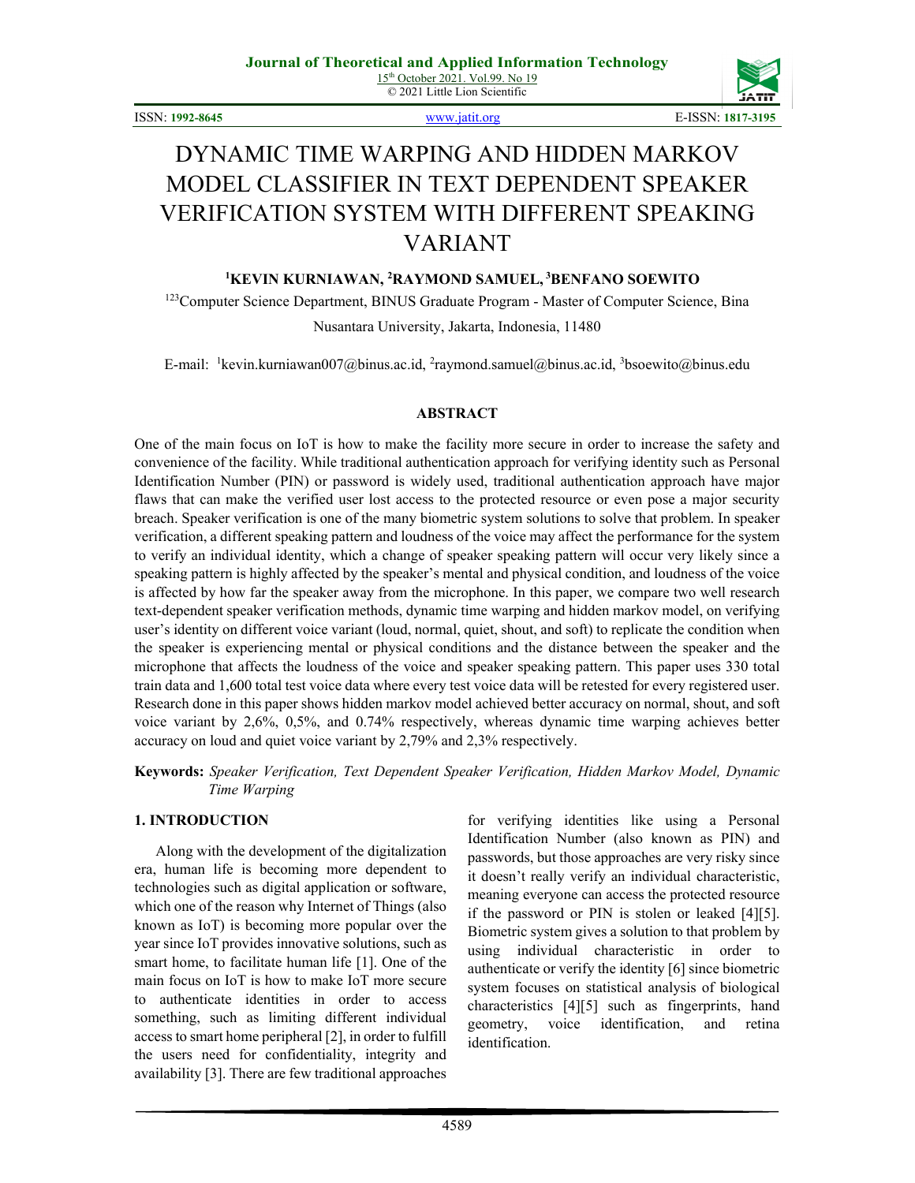# DYNAMIC TIME WARPING AND HIDDEN MARKOV MODEL CLASSIFIER IN TEXT DEPENDENT SPEAKER VERIFICATION SYSTEM WITH DIFFERENT SPEAKING VARIANT

**[1]KEVIN KURNIAWAN, [2]RAYMOND SAMUEL, [3]BENFANO SOEWITO**

[123]Computer Science Department, BINUS Graduate Program - Master of Computer Science, Bina Nusantara University, Jakarta, Indonesia, 11480

E-mail: [1]kevin.kurniawan007@binus.ac.id, [2]raymond.samuel@binus.ac.id, [3]bsoewito@binus.edu

## ABSTRACT

One of the main focus on IoT is how to make the facility more secure in order to increase the safety and convenience of the facility. While traditional authentication approach for verifying identity such as Personal Identification Number (PIN) or password is widely used, traditional authentication approach have major flaws that can make the verified user lost access to the protected resource or even pose a major security breach. Speaker verification is one of the many biometric system solutions to solve that problem. In speaker verification, a different speaking pattern and loudness of the voice may affect the performance for the system to verify an individual identity, which a change of speaker speaking pattern will occur very likely since a speaking pattern is highly affected by the speaker's mental and physical condition, and loudness of the voice is affected by how far the speaker away from the microphone. In this paper, we compare two well research text-dependent speaker verification methods, dynamic time warping and hidden markov model, on verifying user's identity on different voice variant (loud, normal, quiet, shout, and soft) to replicate the condition when the speaker is experiencing mental or physical conditions and the distance between the speaker and the microphone that affects the loudness of the voice and speaker speaking pattern. This paper uses 330 total train data and 1,600 total test voice data where every test voice data will be retested for every registered user. Research done in this paper shows hidden markov model achieved better accuracy on normal, shout, and soft voice variant by 2,6%, 0,5%, and 0.74% respectively, whereas dynamic time warping achieves better accuracy on loud and quiet voice variant by 2,79% and 2,3% respectively.

**Keywords:** *Speaker Verification, Text Dependent Speaker Verification, Hidden Markov Model, Dynamic Time Warping*

## 1. INTRODUCTION

Along with the development of the digitalization era, human life is becoming more dependent to technologies such as digital application or software, which one of the reason why Internet of Things (also known as IoT) is becoming more popular over the year since IoT provides innovative solutions, such as smart home, to facilitate human life [1]. One of the main focus on IoT is how to make IoT more secure to authenticate identities in order to access something, such as limiting different individual access to smart home peripheral [2], in order to fulfill the users need for confidentiality, integrity and availability [3]. There are few traditional approaches for verifying identities like using a Personal Identification Number (also known as PIN) and passwords, but those approaches are very risky since it doesn't really verify an individual characteristic, meaning everyone can access the protected resource if the password or PIN is stolen or leaked [4][5]. Biometric system gives a solution to that problem by using individual characteristic in order to authenticate or verify the identity [6] since biometric system focuses on statistical analysis of biological characteristics [4][5] such as fingerprints, hand geometry, voice identification, and retina identification.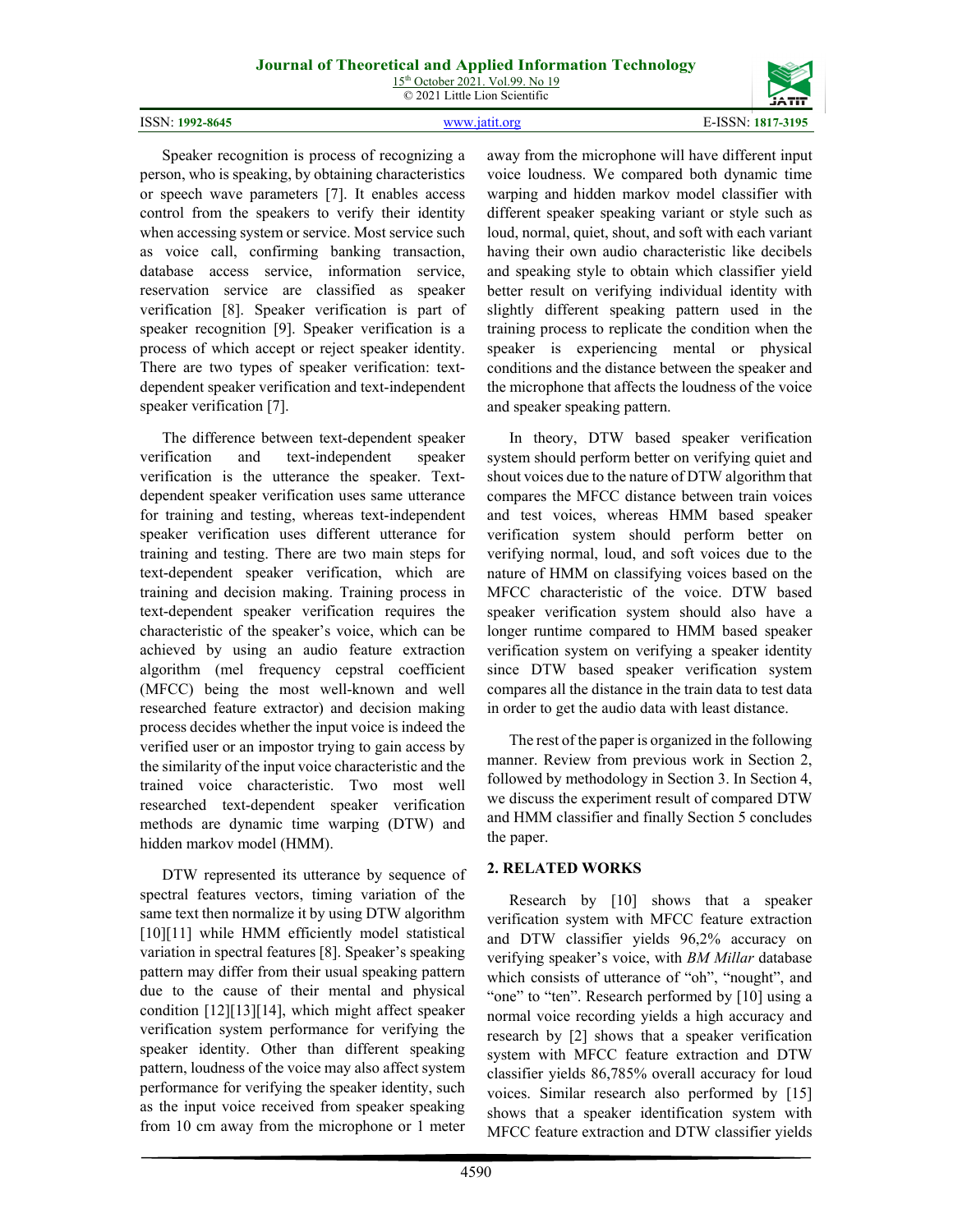Speaker recognition is process of recognizing a person, who is speaking, by obtaining characteristics or speech wave parameters [7]. It enables access control from the speakers to verify their identity when accessing system or service. Most service such as voice call, confirming banking transaction, database access service, information service, reservation service are classified as speaker verification [8]. Speaker verification is part of speaker recognition [9]. Speaker verification is a process of which accept or reject speaker identity. There are two types of speaker verification: text-dependent speaker verification and text-independent speaker verification [7].

The difference between text-dependent speaker verification and text-independent speaker verification is the utterance the speaker. Text-dependent speaker verification uses same utterance for training and testing, whereas text-independent speaker verification uses different utterance for training and testing. There are two main steps for text-dependent speaker verification, which are training and decision making. Training process in text-dependent speaker verification requires the characteristic of the speaker's voice, which can be achieved by using an audio feature extraction algorithm (mel frequency cepstral coefficient (MFCC) being the most well-known and well researched feature extractor) and decision making process decides whether the input voice is indeed the verified user or an impostor trying to gain access by the similarity of the input voice characteristic and the trained voice characteristic. Two most well researched text-dependent speaker verification methods are dynamic time warping (DTW) and hidden markov model (HMM).

DTW represented its utterance by sequence of spectral features vectors, timing variation of the same text then normalize it by using DTW algorithm [10][11] while HMM efficiently model statistical variation in spectral features [8]. Speaker's speaking pattern may differ from their usual speaking pattern due to the cause of their mental and physical condition [12][13][14], which might affect speaker verification system performance for verifying the speaker identity. Other than different speaking pattern, loudness of the voice may also affect system performance for verifying the speaker identity, such as the input voice received from speaker speaking from 10 cm away from the microphone or 1 meter away from the microphone will have different input voice loudness. We compared both dynamic time warping and hidden markov model classifier with different speaker speaking variant or style such as loud, normal, quiet, shout, and soft with each variant having their own audio characteristic like decibels and speaking style to obtain which classifier yield better result on verifying individual identity with slightly different speaking pattern used in the training process to replicate the condition when the speaker is experiencing mental or physical conditions and the distance between the speaker and the microphone that affects the loudness of the voice and speaker speaking pattern.

In theory, DTW based speaker verification system should perform better on verifying quiet and shout voices due to the nature of DTW algorithm that compares the MFCC distance between train voices and test voices, whereas HMM based speaker verification system should perform better on verifying normal, loud, and soft voices due to the nature of HMM on classifying voices based on the MFCC characteristic of the voice. DTW based speaker verification system should also have a longer runtime compared to HMM based speaker verification system on verifying a speaker identity since DTW based speaker verification system compares all the distance in the train data to test data in order to get the audio data with least distance.

The rest of the paper is organized in the following manner. Review from previous work in Section 2, followed by methodology in Section 3. In Section 4, we discuss the experiment result of compared DTW and HMM classifier and finally Section 5 concludes the paper.

## 2. RELATED WORKS

Research by [10] shows that a speaker verification system with MFCC feature extraction and DTW classifier yields 96,2% accuracy on verifying speaker's voice, with *BM Millar* database which consists of utterance of "oh", "nought", and "one" to "ten". Research performed by [10] using a normal voice recording yields a high accuracy and research by [2] shows that a speaker verification system with MFCC feature extraction and DTW classifier yields 86,785% overall accuracy for loud voices. Similar research also performed by [15] shows that a speaker identification system with MFCC feature extraction and DTW classifier yields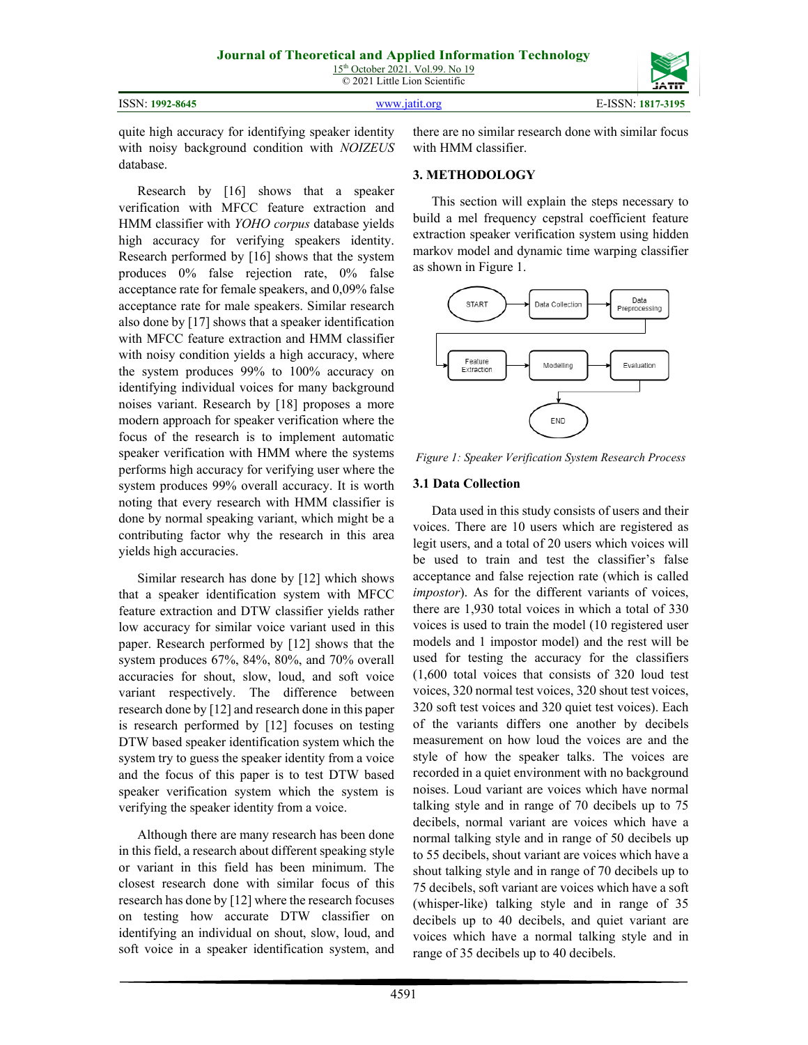quite high accuracy for identifying speaker identity with noisy background condition with *NOIZEUS* database.

Research by [16] shows that a speaker verification with MFCC feature extraction and HMM classifier with *YOHO corpus* database yields high accuracy for verifying speakers identity. Research performed by [16] shows that the system produces 0% false rejection rate, 0% false acceptance rate for female speakers, and 0,09% false acceptance rate for male speakers. Similar research also done by [17] shows that a speaker identification with MFCC feature extraction and HMM classifier with noisy condition yields a high accuracy, where the system produces 99% to 100% accuracy on identifying individual voices for many background noises variant. Research by [18] proposes a more modern approach for speaker verification where the focus of the research is to implement automatic speaker verification with HMM where the systems performs high accuracy for verifying user where the system produces 99% overall accuracy. It is worth noting that every research with HMM classifier is done by normal speaking variant, which might be a contributing factor why the research in this area yields high accuracies.

Similar research has done by [12] which shows that a speaker identification system with MFCC feature extraction and DTW classifier yields rather low accuracy for similar voice variant used in this paper. Research performed by [12] shows that the system produces 67%, 84%, 80%, and 70% overall accuracies for shout, slow, loud, and soft voice variant respectively. The difference between research done by [12] and research done in this paper is research performed by [12] focuses on testing DTW based speaker identification system which the system try to guess the speaker identity from a voice and the focus of this paper is to test DTW based speaker verification system which the system is verifying the speaker identity from a voice.

Although there are many research has been done in this field, a research about different speaking style or variant in this field has been minimum. The closest research done with similar focus of this research has done by [12] where the research focuses on testing how accurate DTW classifier on identifying an individual on shout, slow, loud, and soft voice in a speaker identification system, and there are no similar research done with similar focus with HMM classifier.

## 3. METHODOLOGY

This section will explain the steps necessary to build a mel frequency cepstral coefficient feature extraction speaker verification system using hidden markov model and dynamic time warping classifier as shown in Figure 1.

START → Data Collection → Data Preprocessing → Feature Extraction → Modelling → Evaluation → END

*Figure 1: Speaker Verification System Research Process*

### 3.1 Data Collection

Data used in this study consists of users and their voices. There are 10 users which are registered as legit users, and a total of 20 users which voices will be used to train and test the classifier's false acceptance and false rejection rate (which is called *impostor*). As for the different variants of voices, there are 1,930 total voices in which a total of 330 voices is used to train the model (10 registered user models and 1 impostor model) and the rest will be used for testing the accuracy for the classifiers (1,600 total voices that consists of 320 loud test voices, 320 normal test voices, 320 shout test voices, 320 soft test voices and 320 quiet test voices). Each of the variants differs one another by decibels measurement on how loud the voices are and the style of how the speaker talks. The voices are recorded in a quiet environment with no background noises. Loud variant are voices which have normal talking style and in range of 70 decibels up to 75 decibels, normal variant are voices which have a normal talking style and in range of 50 decibels up to 55 decibels, shout variant are voices which have a shout talking style and in range of 70 decibels up to 75 decibels, soft variant are voices which have a soft (whisper-like) talking style and in range of 35 decibels up to 40 decibels, and quiet variant are voices which have a normal talking style and in range of 35 decibels up to 40 decibels.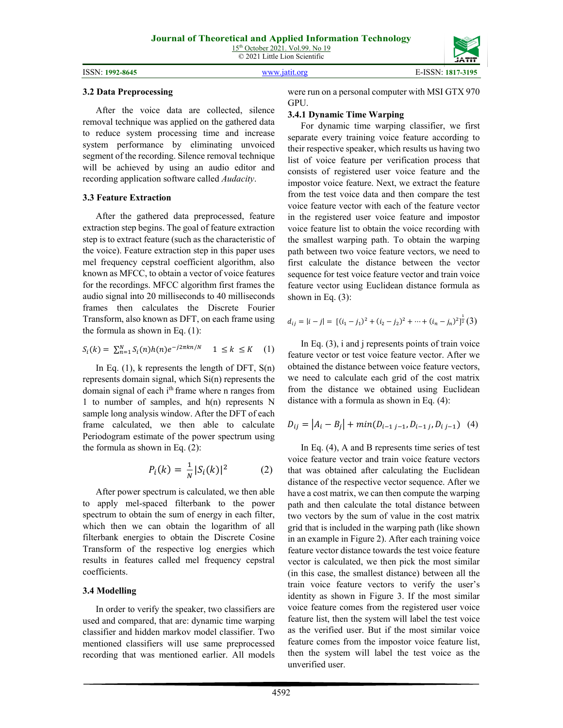### 3.2 Data Preprocessing

After the voice data are collected, silence removal technique was applied on the gathered data to reduce system processing time and increase system performance by eliminating unvoiced segment of the recording. Silence removal technique will be achieved by using an audio editor and recording application software called *Audacity*.

### 3.3 Feature Extraction

After the gathered data preprocessed, feature extraction step begins. The goal of feature extraction step is to extract feature (such as the characteristic of the voice). Feature extraction step in this paper uses mel frequency cepstral coefficient algorithm, also known as MFCC, to obtain a vector of voice features for the recordings. MFCC algorithm first frames the audio signal into 20 milliseconds to 40 milliseconds frames then calculates the Discrete Fourier Transform, also known as DFT, on each frame using the formula as shown in Eq. (1):

$$S_i(k) = \sum_{n=1}^{N} S_i(n)h(n)e^{-j2\pi kn/N} \quad 1 \leq k \leq K \quad (1)$$

In Eq. (1), k represents the length of DFT, S(n) represents domain signal, which Si(n) represents the domain signal of each i[th] frame where n ranges from 1 to number of samples, and h(n) represents N sample long analysis window. After the DFT of each frame calculated, we then able to calculate Periodogram estimate of the power spectrum using the formula as shown in Eq. (2):

$$P_i(k) = \frac{1}{N}|S_i(k)|^2 \quad (2)$$

After power spectrum is calculated, we then able to apply mel-spaced filterbank to the power spectrum to obtain the sum of energy in each filter, which then we can obtain the logarithm of all filterbank energies to obtain the Discrete Cosine Transform of the respective log energies which results in features called mel frequency cepstral coefficients.

### 3.4 Modelling

In order to verify the speaker, two classifiers are used and compared, that are: dynamic time warping classifier and hidden markov model classifier. Two mentioned classifiers will use same preprocessed recording that was mentioned earlier. All models were run on a personal computer with MSI GTX 970 GPU.

### 3.4.1 Dynamic Time Warping

For dynamic time warping classifier, we first separate every training voice feature according to their respective speaker, which results us having two list of voice feature per verification process that consists of registered user voice feature and the impostor voice feature. Next, we extract the feature from the test voice data and then compare the test voice feature vector with each of the feature vector in the registered user voice feature and impostor voice feature list to obtain the voice recording with the smallest warping path. To obtain the warping path between two voice feature vectors, we need to first calculate the distance between the vector sequence for test voice feature vector and train voice feature vector using Euclidean distance formula as shown in Eq. (3):

$$d_{ij} = |i - j| = [(i_1 - j_1)^2 + (i_2 - j_2)^2 + \cdots + (i_n - j_n)^2]^{\frac{1}{2}} \quad (3)$$

In Eq. (3), i and j represents points of train voice feature vector or test voice feature vector. After we obtained the distance between voice feature vectors, we need to calculate each grid of the cost matrix from the distance we obtained using Euclidean distance with a formula as shown in Eq. (4):

$$D_{ij} = |A_i - B_j| + min(D_{i-1\,j-1}, D_{i-1\,j}, D_{i\,j-1}) \quad (4)$$

In Eq. (4), A and B represents time series of test voice feature vector and train voice feature vectors that was obtained after calculating the Euclidean distance of the respective vector sequence. After we have a cost matrix, we can then compute the warping path and then calculate the total distance between two vectors by the sum of value in the cost matrix grid that is included in the warping path (like shown in an example in Figure 2). After each training voice feature vector distance towards the test voice feature vector is calculated, we then pick the most similar (in this case, the smallest distance) between all the train voice feature vectors to verify the user's identity as shown in Figure 3. If the most similar voice feature comes from the registered user voice feature list, then the system will label the test voice as the verified user. But if the most similar voice feature comes from the impostor voice feature list, then the system will label the test voice as the unverified user.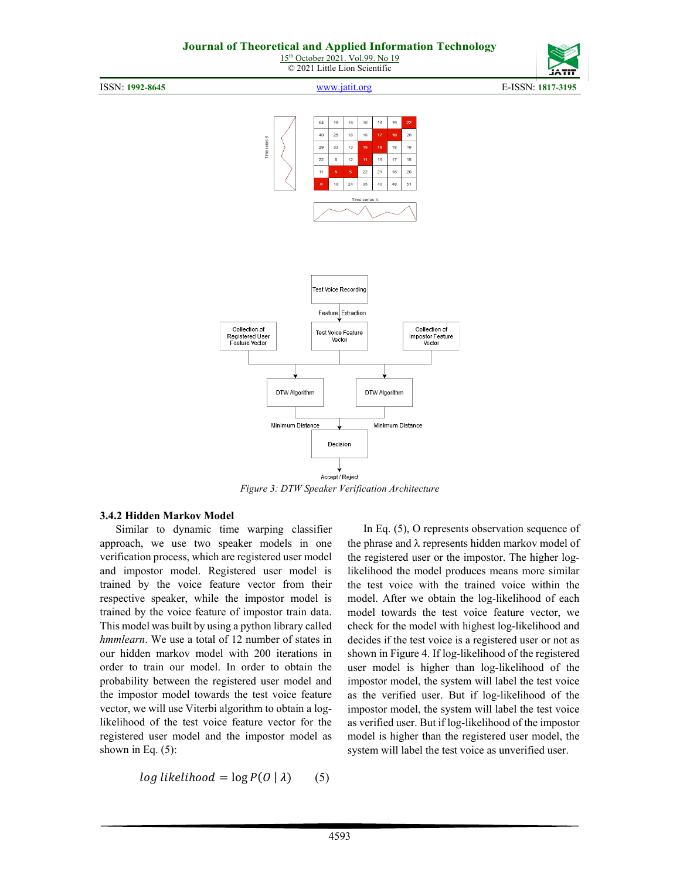Figure 3: DTW Speaker Verification Architecture

### 3.4.2 Hidden Markov Model

Similar to dynamic time warping classifier approach, we use two speaker models in one verification process, which are registered user model and impostor model. Registered user model is trained by the voice feature vector from their respective speaker, while the impostor model is trained by the voice feature of impostor train data. This model was built by using a python library called *hmmlearn*. We use a total of 12 number of states in our hidden markov model with 200 iterations in order to train our model. In order to obtain the probability between the registered user model and the impostor model towards the test voice feature vector, we will use Viterbi algorithm to obtain a log-likelihood of the test voice feature vector for the registered user model and the impostor model as shown in Eq. (5):

$$log\ likelihood = \log P(O \mid \lambda) \qquad (5)$$

In Eq. (5), O represents observation sequence of the phrase and λ represents hidden markov model of the registered user or the impostor. The higher log-likelihood the model produces means more similar the test voice with the trained voice within the model. After we obtain the log-likelihood of each model towards the test voice feature vector, we check for the model with highest log-likelihood and decides if the test voice is a registered user or not as shown in Figure 4. If log-likelihood of the registered user model is higher than log-likelihood of the impostor model, the system will label the test voice as the verified user. But if log-likelihood of the impostor model, the system will label the test voice as verified user. But if log-likelihood of the impostor model is higher than the registered user model, the system will label the test voice as unverified user.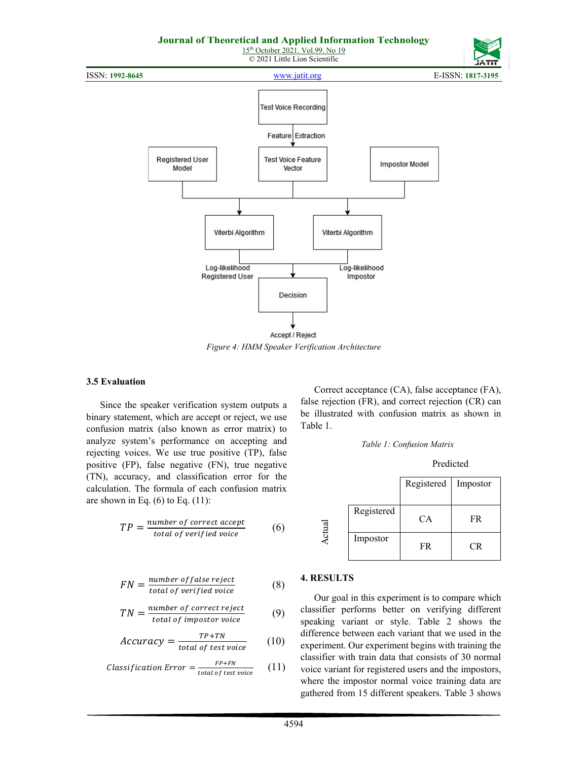Figure 4: HMM Speaker Verification Architecture

### 3.5 Evaluation

Since the speaker verification system outputs a binary statement, which are accept or reject, we use confusion matrix (also known as error matrix) to analyze system's performance on accepting and rejecting voices. We use true positive (TP), false positive (FP), false negative (FN), true negative (TN), accuracy, and classification error for the calculation. The formula of each confusion matrix are shown in Eq. (6) to Eq. (11):

$$TP = \frac{number\ of\ correct\ accept}{total\ of\ verified\ voice} \quad (6)$$

$$FN = \frac{number\ of\ false\ reject}{total\ of\ verified\ voice} \quad (8)$$

$$TN = \frac{number\ of\ correct\ reject}{total\ of\ impostor\ voice} \quad (9)$$

$$Accuracy = \frac{TP+TN}{total\ of\ test\ voice} \quad (10)$$

$$Classification\ Error = \frac{FP+FN}{total\ of\ test\ voice} \quad (11)$$

Correct acceptance (CA), false acceptance (FA), false rejection (FR), and correct rejection (CR) can be illustrated with confusion matrix as shown in Table 1.

Table 1: Confusion Matrix

| Actual \ Predicted | Registered | Impostor |
|---|---|---|
| Registered | CA | FR |
| Impostor | FR | CR |

## 4. RESULTS

Our goal in this experiment is to compare which classifier performs better on verifying different speaking variant or style. Table 2 shows the difference between each variant that we used in the experiment. Our experiment begins with training the classifier with train data that consists of 30 normal voice variant for registered users and the impostors, where the impostor normal voice training data are gathered from 15 different speakers. Table 3 shows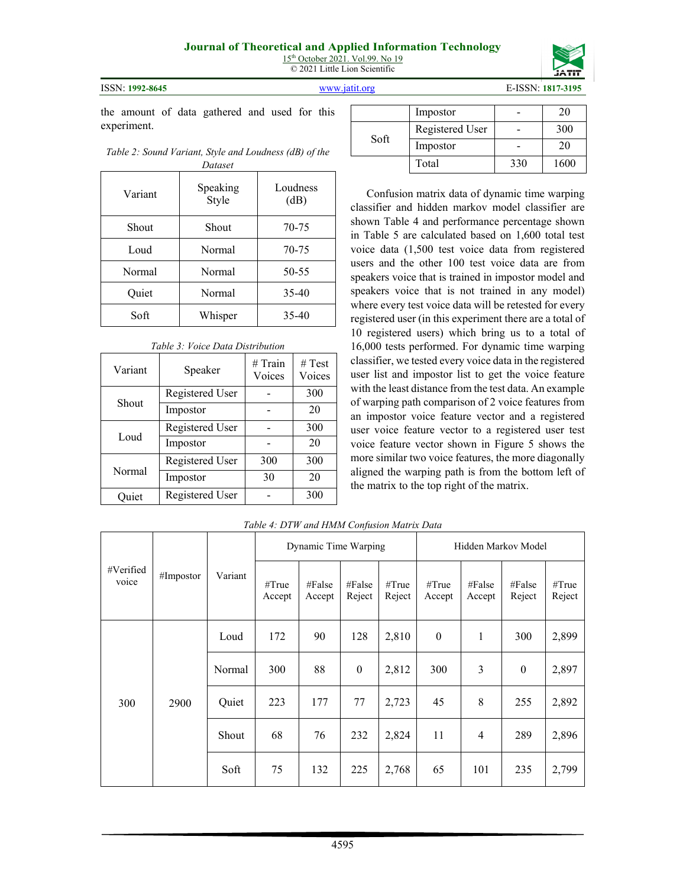the amount of data gathered and used for this experiment.

*Table 2: Sound Variant, Style and Loudness (dB) of the Dataset*

| Variant | Speaking Style | Loudness (dB) |
|---|---|---|
| Shout | Shout | 70-75 |
| Loud | Normal | 70-75 |
| Normal | Normal | 50-55 |
| Quiet | Normal | 35-40 |
| Soft | Whisper | 35-40 |

*Table 3: Voice Data Distribution*

| Variant | Speaker | # Train Voices | # Test Voices |
|---|---|---|---|
| Shout | Registered User | - | 300 |
| | Impostor | - | 20 |
| Loud | Registered User | - | 300 |
| | Impostor | - | 20 |
| Normal | Registered User | 300 | 300 |
| | Impostor | 30 | 20 |
| Quiet | Registered User | - | 300 |
| | Impostor | - | 20 |
| Soft | Registered User | - | 300 |
| | Impostor | - | 20 |
| | Total | 330 | 1600 |

Confusion matrix data of dynamic time warping classifier and hidden markov model classifier are shown Table 4 and performance percentage shown in Table 5 are calculated based on 1,600 total test voice data (1,500 test voice data from registered users and the other 100 test voice data are from speakers voice that is trained in impostor model and speakers voice that is not trained in any model) where every test voice data will be retested for every registered user (in this experiment there are a total of 10 registered users) which bring us to a total of 16,000 tests performed. For dynamic time warping classifier, we tested every voice data in the registered user list and impostor list to get the voice feature with the least distance from the test data. An example of warping path comparison of 2 voice features from an impostor voice feature vector and a registered user voice feature vector to a registered user test voice feature vector shown in Figure 5 shows the more similar two voice features, the more diagonally aligned the warping path is from the bottom left of the matrix to the top right of the matrix.

*Table 4: DTW and HMM Confusion Matrix Data*

| #Verified voice | #Impostor | Variant | Dynamic Time Warping | | | | Hidden Markov Model | | | |
|---|---|---|---|---|---|---|---|---|---|---|
| | | | #True Accept | #False Accept | #False Reject | #True Reject | #True Accept | #False Accept | #False Reject | #True Reject |
| 300 | 2900 | Loud | 172 | 90 | 128 | 2,810 | 0 | 1 | 300 | 2,899 |
| | | Normal | 300 | 88 | 0 | 2,812 | 300 | 3 | 0 | 2,897 |
| | | Quiet | 223 | 177 | 77 | 2,723 | 45 | 8 | 255 | 2,892 |
| | | Shout | 68 | 76 | 232 | 2,824 | 11 | 4 | 289 | 2,896 |
| | | Soft | 75 | 132 | 225 | 2,768 | 65 | 101 | 235 | 2,799 |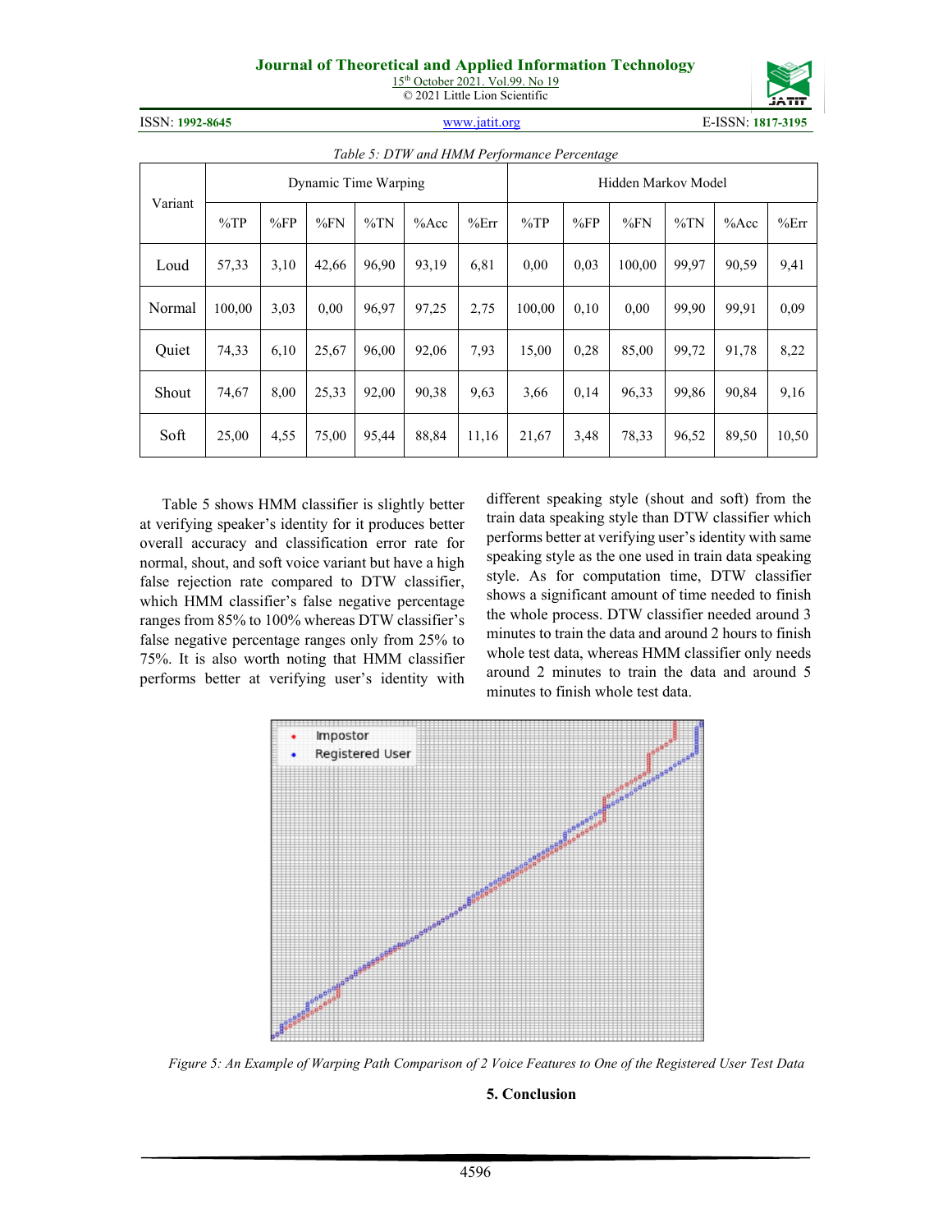*Table 5: DTW and HMM Performance Percentage*

| Variant | Dynamic Time Warping | | | | | | Hidden Markov Model | | | | | |
|---|---|---|---|---|---|---|---|---|---|---|---|---|
| | %TP | %FP | %FN | %TN | %Acc | %Err | %TP | %FP | %FN | %TN | %Acc | %Err |
| Loud | 57,33 | 3,10 | 42,66 | 96,90 | 93,19 | 6,81 | 0,00 | 0,03 | 100,00 | 99,97 | 90,59 | 9,41 |
| Normal | 100,00 | 3,03 | 0,00 | 96,97 | 97,25 | 2,75 | 100,00 | 0,10 | 0,00 | 99,90 | 99,91 | 0,09 |
| Quiet | 74,33 | 6,10 | 25,67 | 96,00 | 92,06 | 7,93 | 15,00 | 0,28 | 85,00 | 99,72 | 91,78 | 8,22 |
| Shout | 74,67 | 8,00 | 25,33 | 92,00 | 90,38 | 9,63 | 3,66 | 0,14 | 96,33 | 99,86 | 90,84 | 9,16 |
| Soft | 25,00 | 4,55 | 75,00 | 95,44 | 88,84 | 11,16 | 21,67 | 3,48 | 78,33 | 96,52 | 89,50 | 10,50 |

Table 5 shows HMM classifier is slightly better at verifying speaker's identity for it produces better overall accuracy and classification error rate for normal, shout, and soft voice variant but have a high false rejection rate compared to DTW classifier, which HMM classifier's false negative percentage ranges from 85% to 100% whereas DTW classifier's false negative percentage ranges only from 25% to 75%. It is also worth noting that HMM classifier performs better at verifying user's identity with different speaking style (shout and soft) from the train data speaking style than DTW classifier which performs better at verifying user's identity with same speaking style as the one used in train data speaking style. As for computation time, DTW classifier shows a significant amount of time needed to finish the whole process. DTW classifier needed around 3 minutes to train the data and around 2 hours to finish whole test data, whereas HMM classifier only needs around 2 minutes to train the data and around 5 minutes to finish whole test data.

*Figure 5: An Example of Warping Path Comparison of 2 Voice Features to One of the Registered User Test Data*

## 5. Conclusion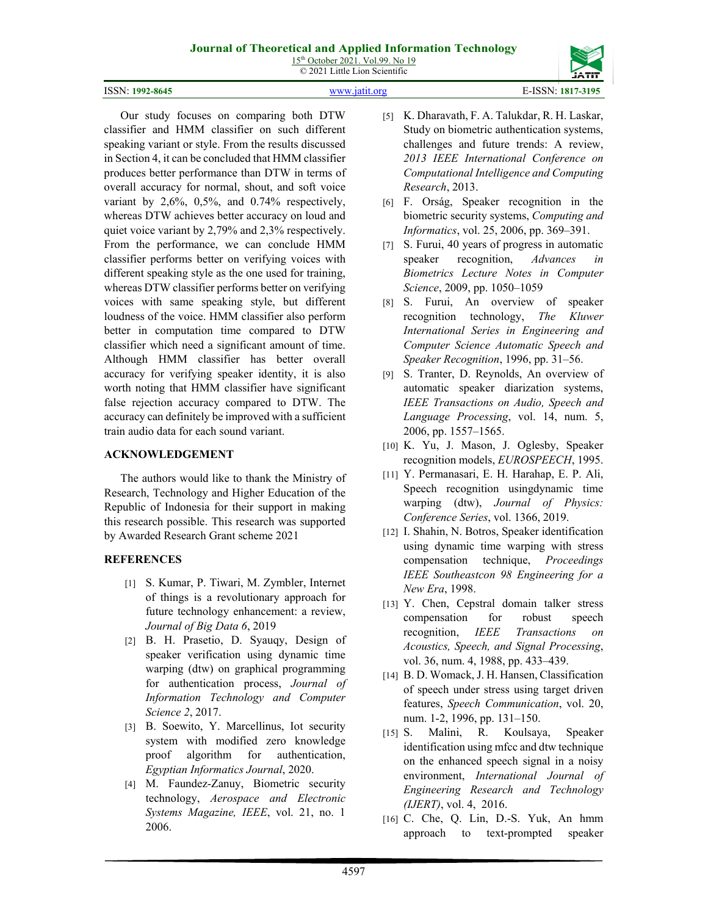Our study focuses on comparing both DTW classifier and HMM classifier on such different speaking variant or style. From the results discussed in Section 4, it can be concluded that HMM classifier produces better performance than DTW in terms of overall accuracy for normal, shout, and soft voice variant by 2,6%, 0,5%, and 0.74% respectively, whereas DTW achieves better accuracy on loud and quiet voice variant by 2,79% and 2,3% respectively. From the performance, we can conclude HMM classifier performs better on verifying voices with different speaking style as the one used for training, whereas DTW classifier performs better on verifying voices with same speaking style, but different loudness of the voice. HMM classifier also perform better in computation time compared to DTW classifier which need a significant amount of time. Although HMM classifier has better overall accuracy for verifying speaker identity, it is also worth noting that HMM classifier have significant false rejection accuracy compared to DTW. The accuracy can definitely be improved with a sufficient train audio data for each sound variant.

## ACKNOWLEDGEMENT

The authors would like to thank the Ministry of Research, Technology and Higher Education of the Republic of Indonesia for their support in making this research possible. This research was supported by Awarded Research Grant scheme 2021

## REFERENCES

[1] S. Kumar, P. Tiwari, M. Zymbler, Internet of things is a revolutionary approach for future technology enhancement: a review, *Journal of Big Data 6*, 2019

[2] B. H. Prasetio, D. Syauqy, Design of speaker verification using dynamic time warping (dtw) on graphical programming for authentication process, *Journal of Information Technology and Computer Science 2*, 2017.

[3] B. Soewito, Y. Marcellinus, Iot security system with modified zero knowledge proof algorithm for authentication, *Egyptian Informatics Journal*, 2020.

[4] M. Faundez-Zanuy, Biometric security technology, *Aerospace and Electronic Systems Magazine, IEEE*, vol. 21, no. 1 2006.

[5] K. Dharavath, F. A. Talukdar, R. H. Laskar, Study on biometric authentication systems, challenges and future trends: A review, *2013 IEEE International Conference on Computational Intelligence and Computing Research*, 2013.

[6] F. Orság, Speaker recognition in the biometric security systems, *Computing and Informatics*, vol. 25, 2006, pp. 369–391.

[7] S. Furui, 40 years of progress in automatic speaker recognition, *Advances in Biometrics Lecture Notes in Computer Science*, 2009, pp. 1050–1059

[8] S. Furui, An overview of speaker recognition technology, *The Kluwer International Series in Engineering and Computer Science Automatic Speech and Speaker Recognition*, 1996, pp. 31–56.

[9] S. Tranter, D. Reynolds, An overview of automatic speaker diarization systems, *IEEE Transactions on Audio, Speech and Language Processing*, vol. 14, num. 5, 2006, pp. 1557–1565.

[10] K. Yu, J. Mason, J. Oglesby, Speaker recognition models, *EUROSPEECH*, 1995.

[11] Y. Permanasari, E. H. Harahap, E. P. Ali, Speech recognition usingdynamic time warping (dtw), *Journal of Physics: Conference Series*, vol. 1366, 2019.

[12] I. Shahin, N. Botros, Speaker identification using dynamic time warping with stress compensation technique, *Proceedings IEEE Southeastcon 98 Engineering for a New Era*, 1998.

[13] Y. Chen, Cepstral domain talker stress compensation for robust speech recognition, *IEEE Transactions on Acoustics, Speech, and Signal Processing*, vol. 36, num. 4, 1988, pp. 433–439.

[14] B. D. Womack, J. H. Hansen, Classification of speech under stress using target driven features, *Speech Communication*, vol. 20, num. 1-2, 1996, pp. 131–150.

[15] S. Malini, R. Koulsaya, Speaker identification using mfcc and dtw technique on the enhanced speech signal in a noisy environment, *International Journal of Engineering Research and Technology (IJERT)*, vol. 4, 2016.

[16] C. Che, Q. Lin, D.-S. Yuk, An hmm approach to text-prompted speaker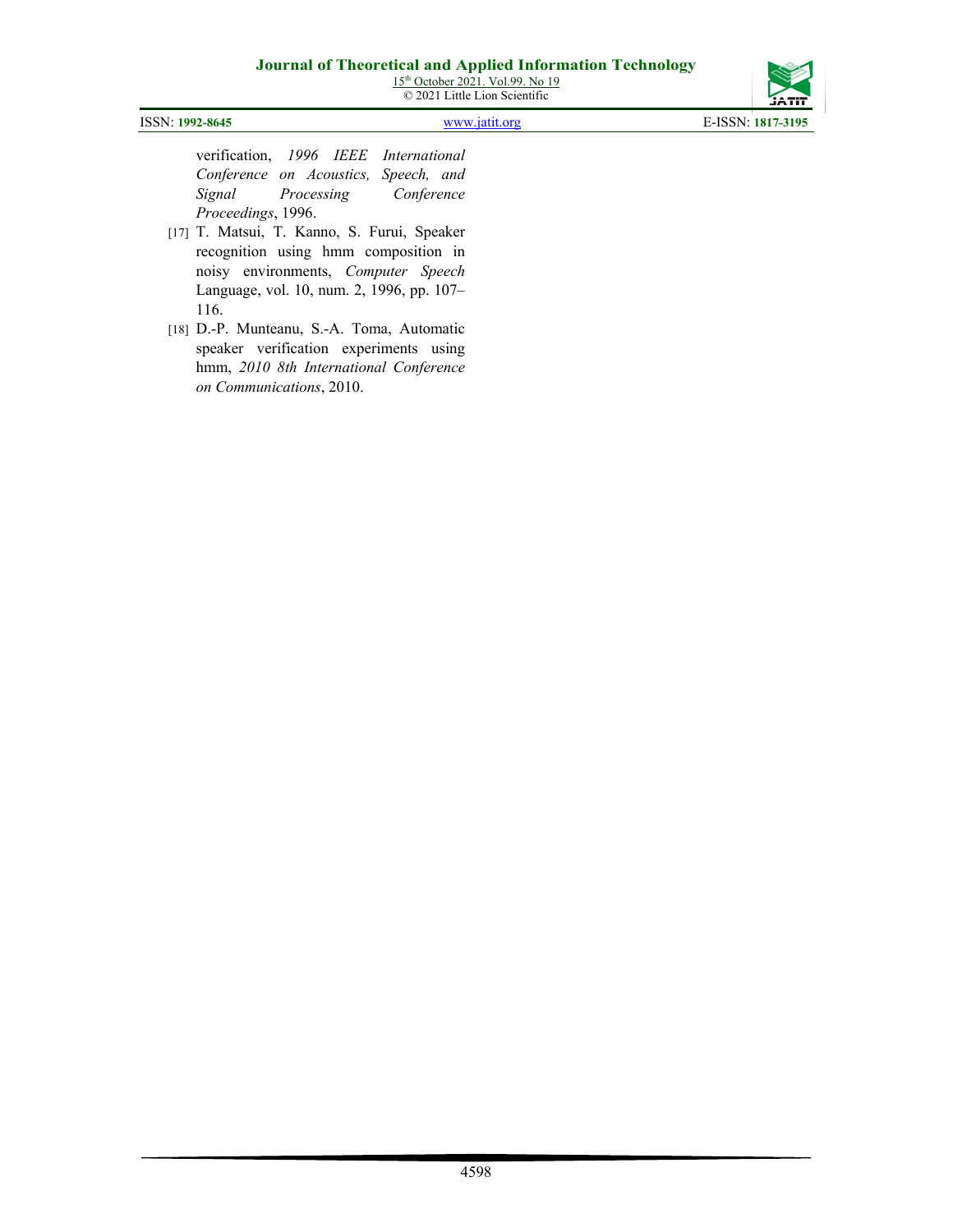verification, *1996 IEEE International Conference on Acoustics, Speech, and Signal Processing Conference Proceedings*, 1996.

[17] T. Matsui, T. Kanno, S. Furui, Speaker recognition using hmm composition in noisy environments, *Computer Speech* Language, vol. 10, num. 2, 1996, pp. 107–116.

[18] D.-P. Munteanu, S.-A. Toma, Automatic speaker verification experiments using hmm, *2010 8th International Conference on Communications*, 2010.